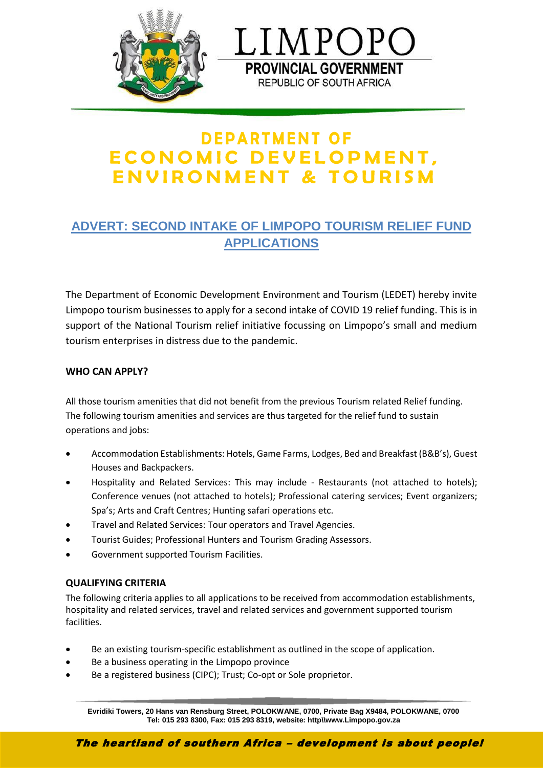LIMPOPO

PROVINCIAL GOVERNMENT

REPUBLIC OF SOUTH AFRICA

# DEPARTMENT OF ECONOMIC DEVELOPMENT, ENVIRONMENT & TOURISM

## ADVERT: SECOND INTAKE OF LIMPOPO TOURISM RELIEF FUND APPLICATIONS

The Department of Economic Development Environment and Tourism (LEDET) hereby invite Limpopo tourism businesses to apply for a second intake of COVID 19 relief funding. This is in support of the National Tourism relief initiative focussing on Limpopo's small and medium tourism enterprises in distress due to the pandemic.

### WHO CAN APPLY?

All those tourism amenities that did not benefit from the previous Tourism related Relief funding. The following tourism amenities and services are thus targeted for the relief fund to sustain operations and jobs:

- Accommodation Establishments: Hotels, Game Farms, Lodges, Bed and Breakfast (B&B's), Guest Houses and Backpackers.
- Hospitality and Related Services: This may include - Restaurants (not attached to hotels); Conference venues (not attached to hotels); Professional catering services; Event organizers; Spa's; Arts and Craft Centres; Hunting safari operations etc.
- Travel and Related Services: Tour operators and Travel Agencies.
- Tourist Guides; Professional Hunters and Tourism Grading Assessors.
- Government supported Tourism Facilities.

### QUALIFYING CRITERIA

The following criteria applies to all applications to be received from accommodation establishments, hospitality and related services, travel and related services and government supported tourism facilities.

- Be an existing tourism-specific establishment as outlined in the scope of application.
- Be a business operating in the Limpopo province
- Be a registered business (CIPC); Trust; Co-opt or Sole proprietor.

Evridiki Towers, 20 Hans van Rensburg Street, POLOKWANE, 0700, Private Bag X9484, POLOKWANE, 0700
Tel: 015 293 8300, Fax: 015 293 8319, website: http\\www.Limpopo.gov.za

*The heartland of southern Africa – development is about people!*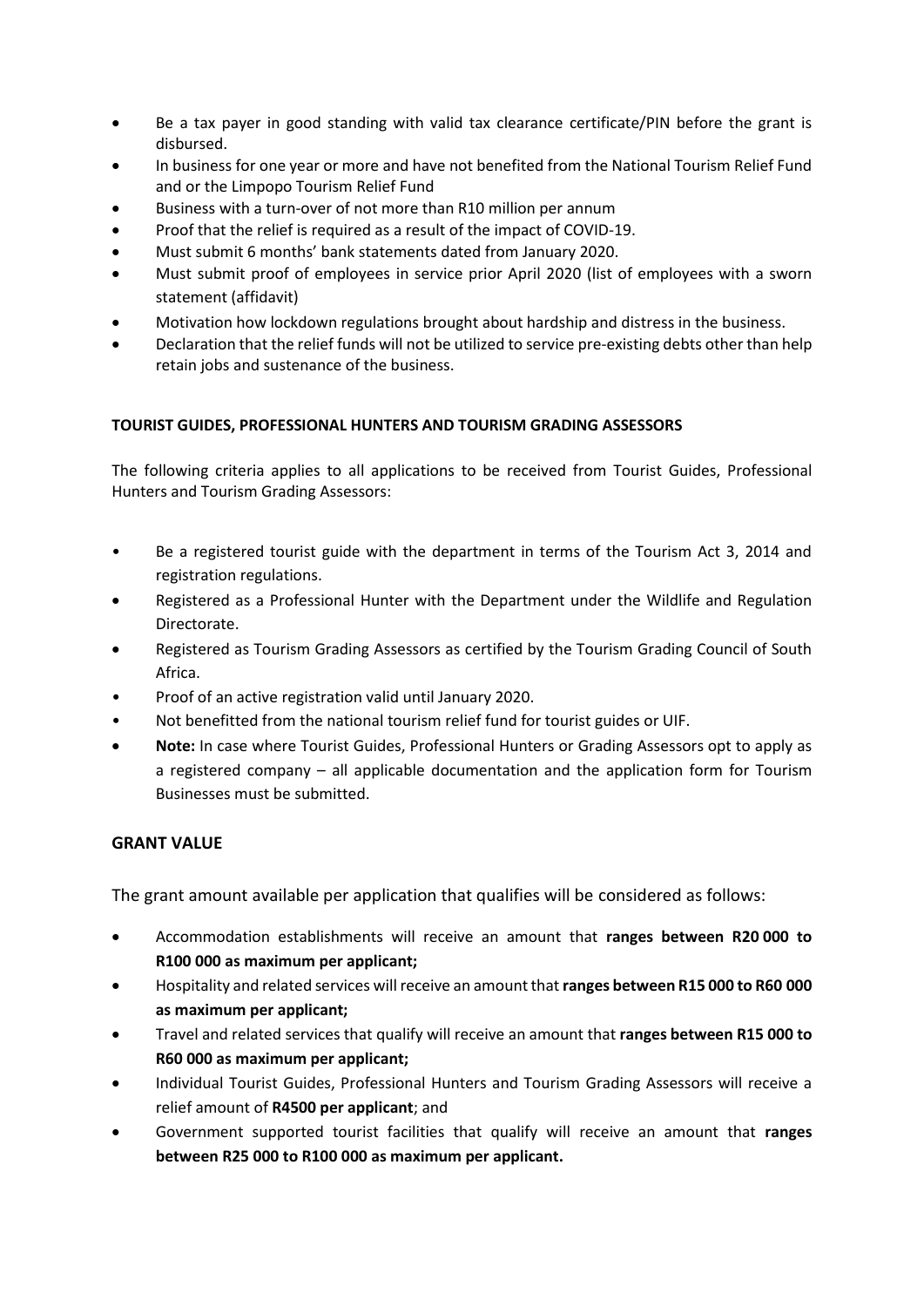- Be a tax payer in good standing with valid tax clearance certificate/PIN before the grant is disbursed.
- In business for one year or more and have not benefited from the National Tourism Relief Fund and or the Limpopo Tourism Relief Fund
- Business with a turn-over of not more than R10 million per annum
- Proof that the relief is required as a result of the impact of COVID-19.
- Must submit 6 months' bank statements dated from January 2020.
- Must submit proof of employees in service prior April 2020 (list of employees with a sworn statement (affidavit)
- Motivation how lockdown regulations brought about hardship and distress in the business.
- Declaration that the relief funds will not be utilized to service pre-existing debts other than help retain jobs and sustenance of the business.

**TOURIST GUIDES, PROFESSIONAL HUNTERS AND TOURISM GRADING ASSESSORS**

The following criteria applies to all applications to be received from Tourist Guides, Professional Hunters and Tourism Grading Assessors:

- Be a registered tourist guide with the department in terms of the Tourism Act 3, 2014 and registration regulations.
- Registered as a Professional Hunter with the Department under the Wildlife and Regulation Directorate.
- Registered as Tourism Grading Assessors as certified by the Tourism Grading Council of South Africa.
- Proof of an active registration valid until January 2020.
- Not benefitted from the national tourism relief fund for tourist guides or UIF.
- **Note:** In case where Tourist Guides, Professional Hunters or Grading Assessors opt to apply as a registered company – all applicable documentation and the application form for Tourism Businesses must be submitted.

## GRANT VALUE

The grant amount available per application that qualifies will be considered as follows:

- Accommodation establishments will receive an amount that **ranges between R20 000 to R100 000 as maximum per applicant;**
- Hospitality and related services will receive an amount that **ranges between R15 000 to R60 000 as maximum per applicant;**
- Travel and related services that qualify will receive an amount that **ranges between R15 000 to R60 000 as maximum per applicant;**
- Individual Tourist Guides, Professional Hunters and Tourism Grading Assessors will receive a relief amount of **R4500 per applicant**; and
- Government supported tourist facilities that qualify will receive an amount that **ranges between R25 000 to R100 000 as maximum per applicant.**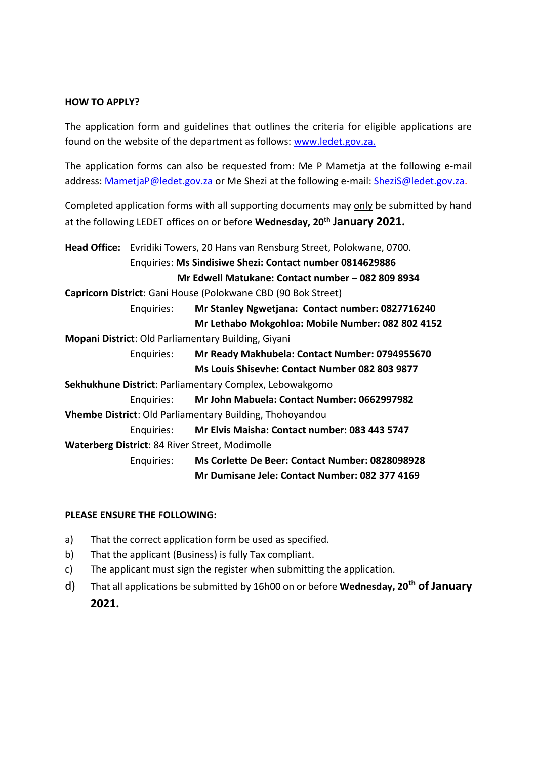**HOW TO APPLY?**

The application form and guidelines that outlines the criteria for eligible applications are found on the website of the department as follows: www.ledet.gov.za.

The application forms can also be requested from: Me P Mametja at the following e-mail address: MametjaP@ledet.gov.za or Me Shezi at the following e-mail: SheziS@ledet.gov.za.

Completed application forms with all supporting documents may only be submitted by hand at the following LEDET offices on or before **Wednesday, 20th January 2021.**

**Head Office:** Evridiki Towers, 20 Hans van Rensburg Street, Polokwane, 0700.
Enquiries: **Ms Sindisiwe Shezi: Contact number 0814629886**
**Mr Edwell Matukane: Contact number – 082 809 8934**

**Capricorn District**: Gani House (Polokwane CBD (90 Bok Street)
Enquiries: **Mr Stanley Ngwetjana: Contact number: 0827716240**
**Mr Lethabo Mokgohloa: Mobile Number: 082 802 4152**

**Mopani District**: Old Parliamentary Building, Giyani
Enquiries: **Mr Ready Makhubela: Contact Number: 0794955670**
**Ms Louis Shisevhe: Contact Number 082 803 9877**

**Sekhukhune District**: Parliamentary Complex, Lebowakgomo
Enquiries: **Mr John Mabuela: Contact Number: 0662997982**

**Vhembe District**: Old Parliamentary Building, Thohoyandou
Enquiries: **Mr Elvis Maisha: Contact number: 083 443 5747**

**Waterberg District**: 84 River Street, Modimolle
Enquiries: **Ms Corlette De Beer: Contact Number: 0828098928**
**Mr Dumisane Jele: Contact Number: 082 377 4169**

**PLEASE ENSURE THE FOLLOWING:**

a) That the correct application form be used as specified.
b) That the applicant (Business) is fully Tax compliant.
c) The applicant must sign the register when submitting the application.
d) That all applications be submitted by 16h00 on or before **Wednesday, 20th of January 2021.**